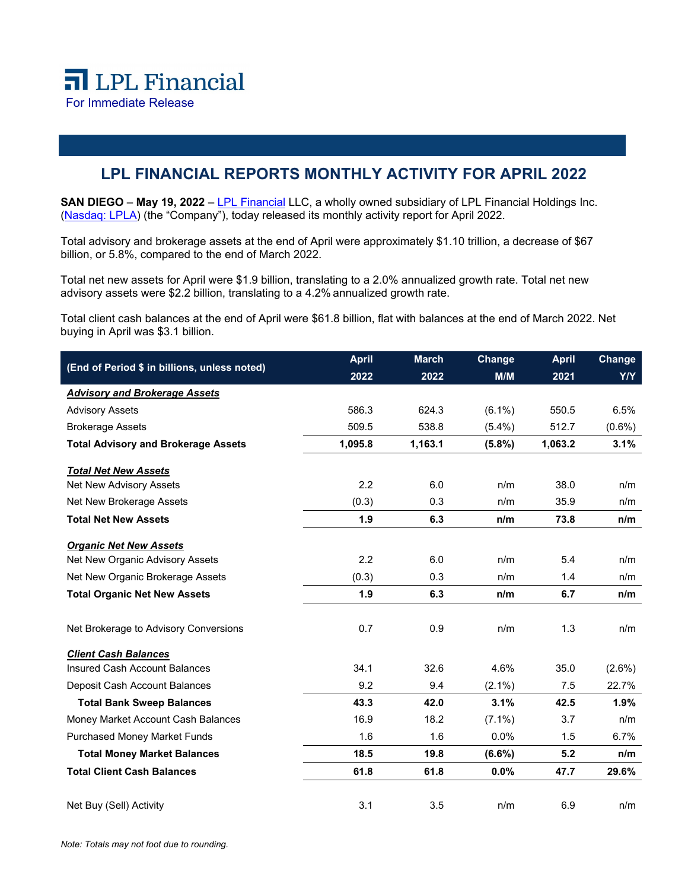LPL Financial

For Immediate Release

# LPL FINANCIAL REPORTS MONTHLY ACTIVITY FOR APRIL 2022

**SAN DIEGO** – **May 19, 2022** – LPL Financial LLC, a wholly owned subsidiary of LPL Financial Holdings Inc. (Nasdaq: LPLA) (the "Company"), today released its monthly activity report for April 2022.

Total advisory and brokerage assets at the end of April were approximately $1.10 trillion, a decrease of $67 billion, or 5.8%, compared to the end of March 2022.

Total net new assets for April were $1.9 billion, translating to a 2.0% annualized growth rate. Total net new advisory assets were $2.2 billion, translating to a 4.2% annualized growth rate.

Total client cash balances at the end of April were $61.8 billion, flat with balances at the end of March 2022. Net buying in April was $3.1 billion.

| (End of Period $ in billions, unless noted) | April 2022 | March 2022 | Change M/M | April 2021 | Change Y/Y |
|---|---|---|---|---|---|
| ***Advisory and Brokerage Assets*** | | | | | |
| Advisory Assets | 586.3 | 624.3 | (6.1%) | 550.5 | 6.5% |
| Brokerage Assets | 509.5 | 538.8 | (5.4%) | 512.7 | (0.6%) |
| **Total Advisory and Brokerage Assets** | **1,095.8** | **1,163.1** | **(5.8%)** | **1,063.2** | **3.1%** |
| ***Total Net New Assets*** | | | | | |
| Net New Advisory Assets | 2.2 | 6.0 | n/m | 38.0 | n/m |
| Net New Brokerage Assets | (0.3) | 0.3 | n/m | 35.9 | n/m |
| **Total Net New Assets** | **1.9** | **6.3** | **n/m** | **73.8** | **n/m** |
| ***Organic Net New Assets*** | | | | | |
| Net New Organic Advisory Assets | 2.2 | 6.0 | n/m | 5.4 | n/m |
| Net New Organic Brokerage Assets | (0.3) | 0.3 | n/m | 1.4 | n/m |
| **Total Organic Net New Assets** | **1.9** | **6.3** | **n/m** | **6.7** | **n/m** |
| Net Brokerage to Advisory Conversions | 0.7 | 0.9 | n/m | 1.3 | n/m |
| ***Client Cash Balances*** | | | | | |
| Insured Cash Account Balances | 34.1 | 32.6 | 4.6% | 35.0 | (2.6%) |
| Deposit Cash Account Balances | 9.2 | 9.4 | (2.1%) | 7.5 | 22.7% |
| **Total Bank Sweep Balances** | **43.3** | **42.0** | **3.1%** | **42.5** | **1.9%** |
| Money Market Account Cash Balances | 16.9 | 18.2 | (7.1%) | 3.7 | n/m |
| Purchased Money Market Funds | 1.6 | 1.6 | 0.0% | 1.5 | 6.7% |
| **Total Money Market Balances** | **18.5** | **19.8** | **(6.6%)** | **5.2** | **n/m** |
| **Total Client Cash Balances** | **61.8** | **61.8** | **0.0%** | **47.7** | **29.6%** |
| Net Buy (Sell) Activity | 3.1 | 3.5 | n/m | 6.9 | n/m |

*Note: Totals may not foot due to rounding.*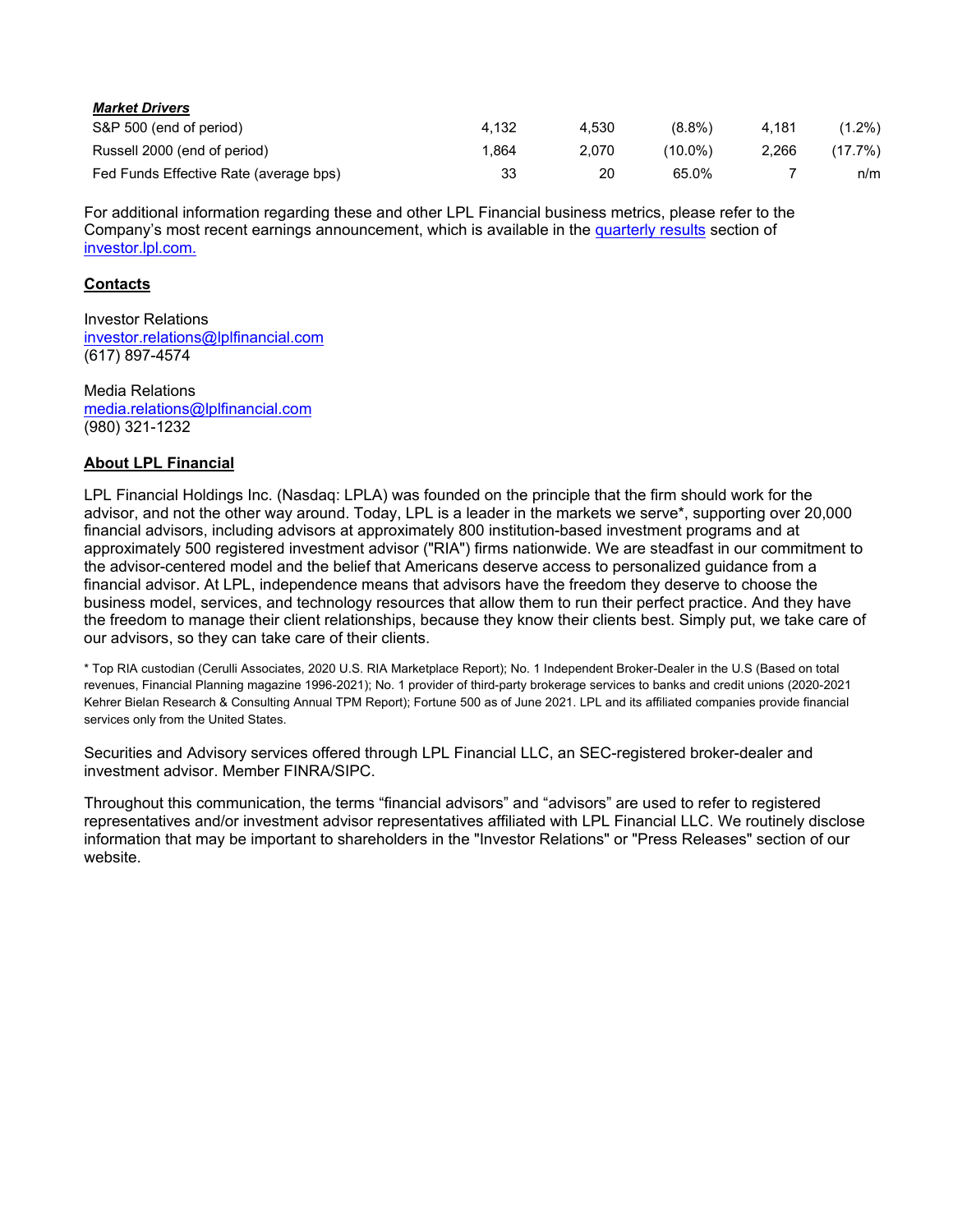| | | | | | |
|---|---|---|---|---|---|
| ***Market Drivers*** | | | | | |
| S&P 500 (end of period) | 4,132 | 4,530 | (8.8%) | 4,181 | (1.2%) |
| Russell 2000 (end of period) | 1,864 | 2,070 | (10.0%) | 2,266 | (17.7%) |
| Fed Funds Effective Rate (average bps) | 33 | 20 | 65.0% | 7 | n/m |

For additional information regarding these and other LPL Financial business metrics, please refer to the Company's most recent earnings announcement, which is available in the quarterly results section of investor.lpl.com.

**Contacts**

Investor Relations
investor.relations@lplfinancial.com
(617) 897-4574

Media Relations
media.relations@lplfinancial.com
(980) 321-1232

**About LPL Financial**

LPL Financial Holdings Inc. (Nasdaq: LPLA) was founded on the principle that the firm should work for the advisor, and not the other way around. Today, LPL is a leader in the markets we serve*, supporting over 20,000 financial advisors, including advisors at approximately 800 institution-based investment programs and at approximately 500 registered investment advisor ("RIA") firms nationwide. We are steadfast in our commitment to the advisor-centered model and the belief that Americans deserve access to personalized guidance from a financial advisor. At LPL, independence means that advisors have the freedom they deserve to choose the business model, services, and technology resources that allow them to run their perfect practice. And they have the freedom to manage their client relationships, because they know their clients best. Simply put, we take care of our advisors, so they can take care of their clients.

* Top RIA custodian (Cerulli Associates, 2020 U.S. RIA Marketplace Report); No. 1 Independent Broker-Dealer in the U.S (Based on total revenues, Financial Planning magazine 1996-2021); No. 1 provider of third-party brokerage services to banks and credit unions (2020-2021 Kehrer Bielan Research & Consulting Annual TPM Report); Fortune 500 as of June 2021. LPL and its affiliated companies provide financial services only from the United States.

Securities and Advisory services offered through LPL Financial LLC, an SEC-registered broker-dealer and investment advisor. Member FINRA/SIPC.

Throughout this communication, the terms "financial advisors" and "advisors" are used to refer to registered representatives and/or investment advisor representatives affiliated with LPL Financial LLC. We routinely disclose information that may be important to shareholders in the "Investor Relations" or "Press Releases" section of our website.